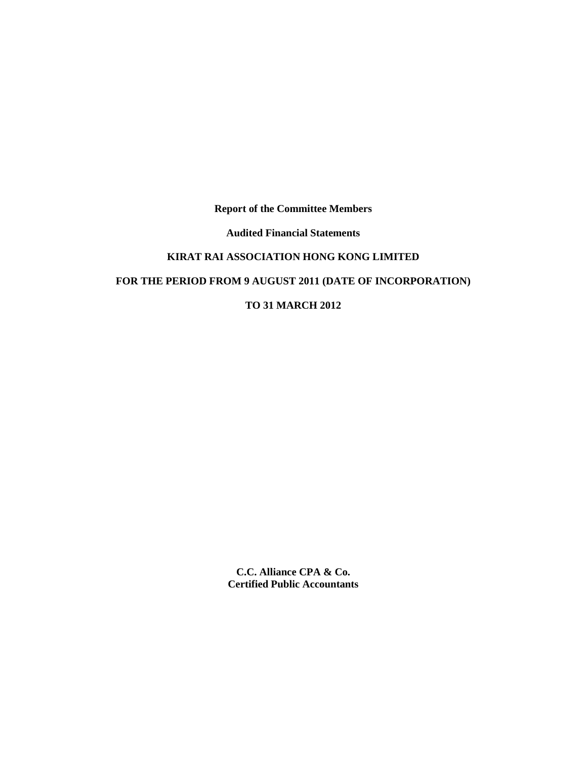**Report of the Committee Members**

**Audited Financial Statements**

**KIRAT RAI ASSOCIATION HONG KONG LIMITED**

**FOR THE PERIOD FROM 9 AUGUST 2011 (DATE OF INCORPORATION)**

**TO 31 MARCH 2012**

**C.C. Alliance CPA & Co.**
**Certified Public Accountants**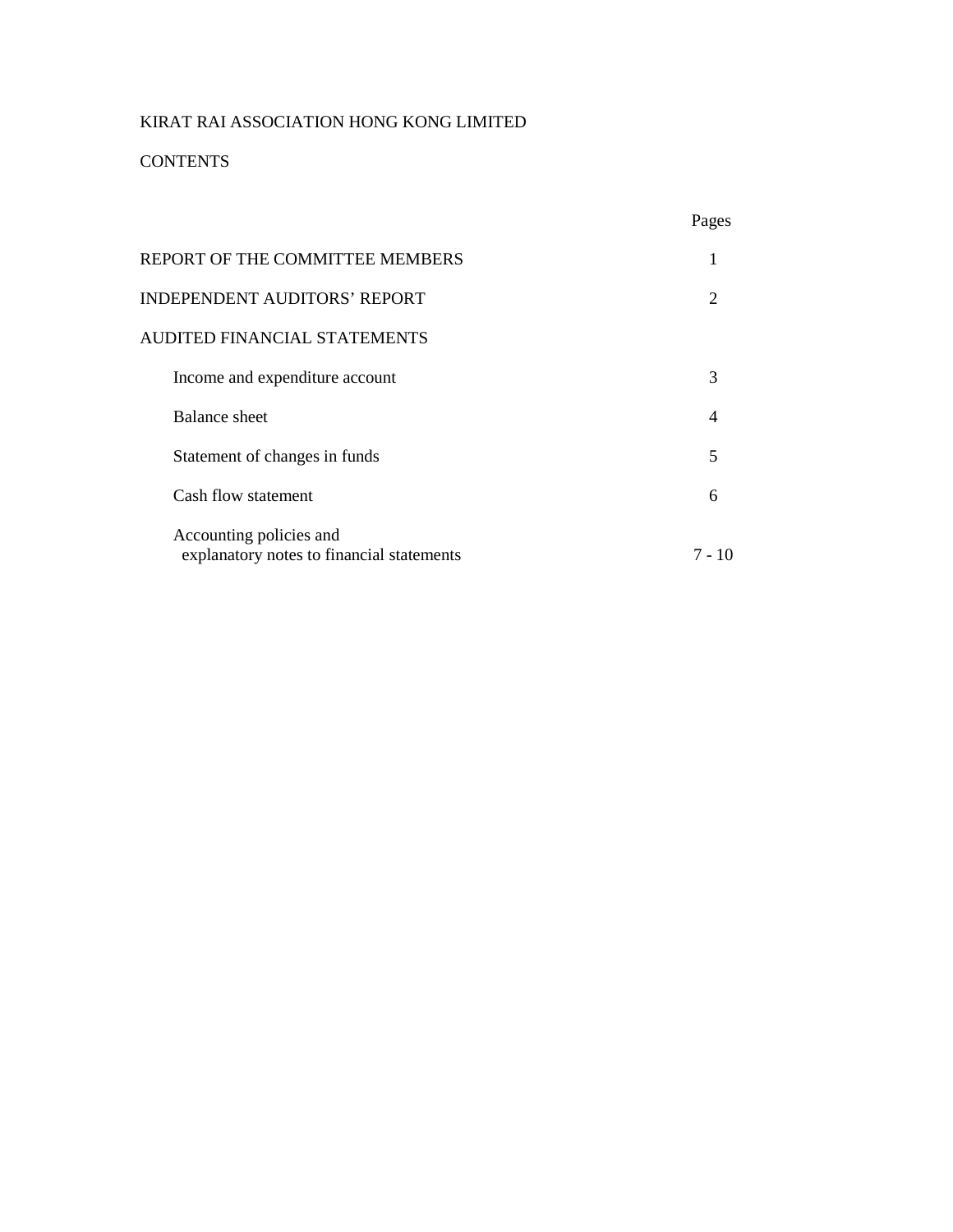KIRAT RAI ASSOCIATION HONG KONG LIMITED

CONTENTS

| | Pages |
|---|---|
| REPORT OF THE COMMITTEE MEMBERS | 1 |
| INDEPENDENT AUDITORS' REPORT | 2 |
| AUDITED FINANCIAL STATEMENTS | |
| Income and expenditure account | 3 |
| Balance sheet | 4 |
| Statement of changes in funds | 5 |
| Cash flow statement | 6 |
| Accounting policies and explanatory notes to financial statements | 7 - 10 |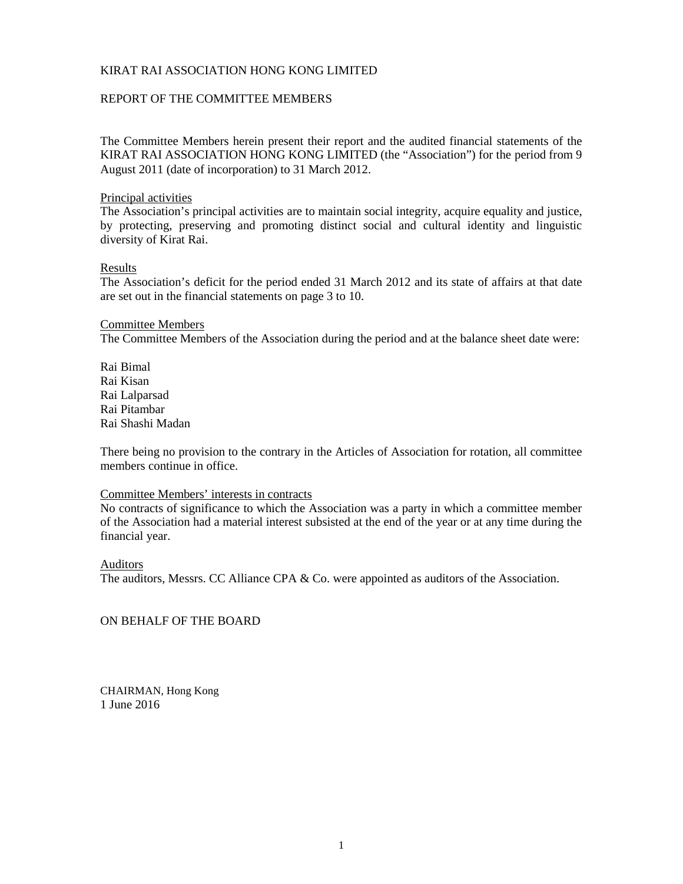KIRAT RAI ASSOCIATION HONG KONG LIMITED

REPORT OF THE COMMITTEE MEMBERS

The Committee Members herein present their report and the audited financial statements of the KIRAT RAI ASSOCIATION HONG KONG LIMITED (the "Association") for the period from 9 August 2011 (date of incorporation) to 31 March 2012.

<u>Principal activities</u>
The Association's principal activities are to maintain social integrity, acquire equality and justice, by protecting, preserving and promoting distinct social and cultural identity and linguistic diversity of Kirat Rai.

<u>Results</u>
The Association's deficit for the period ended 31 March 2012 and its state of affairs at that date are set out in the financial statements on page 3 to 10.

<u>Committee Members</u>
The Committee Members of the Association during the period and at the balance sheet date were:

Rai Bimal
Rai Kisan
Rai Lalparsad
Rai Pitambar
Rai Shashi Madan

There being no provision to the contrary in the Articles of Association for rotation, all committee members continue in office.

<u>Committee Members' interests in contracts</u>
No contracts of significance to which the Association was a party in which a committee member of the Association had a material interest subsisted at the end of the year or at any time during the financial year.

<u>Auditors</u>
The auditors, Messrs. CC Alliance CPA & Co. were appointed as auditors of the Association.

ON BEHALF OF THE BOARD

CHAIRMAN, Hong Kong
1 June 2016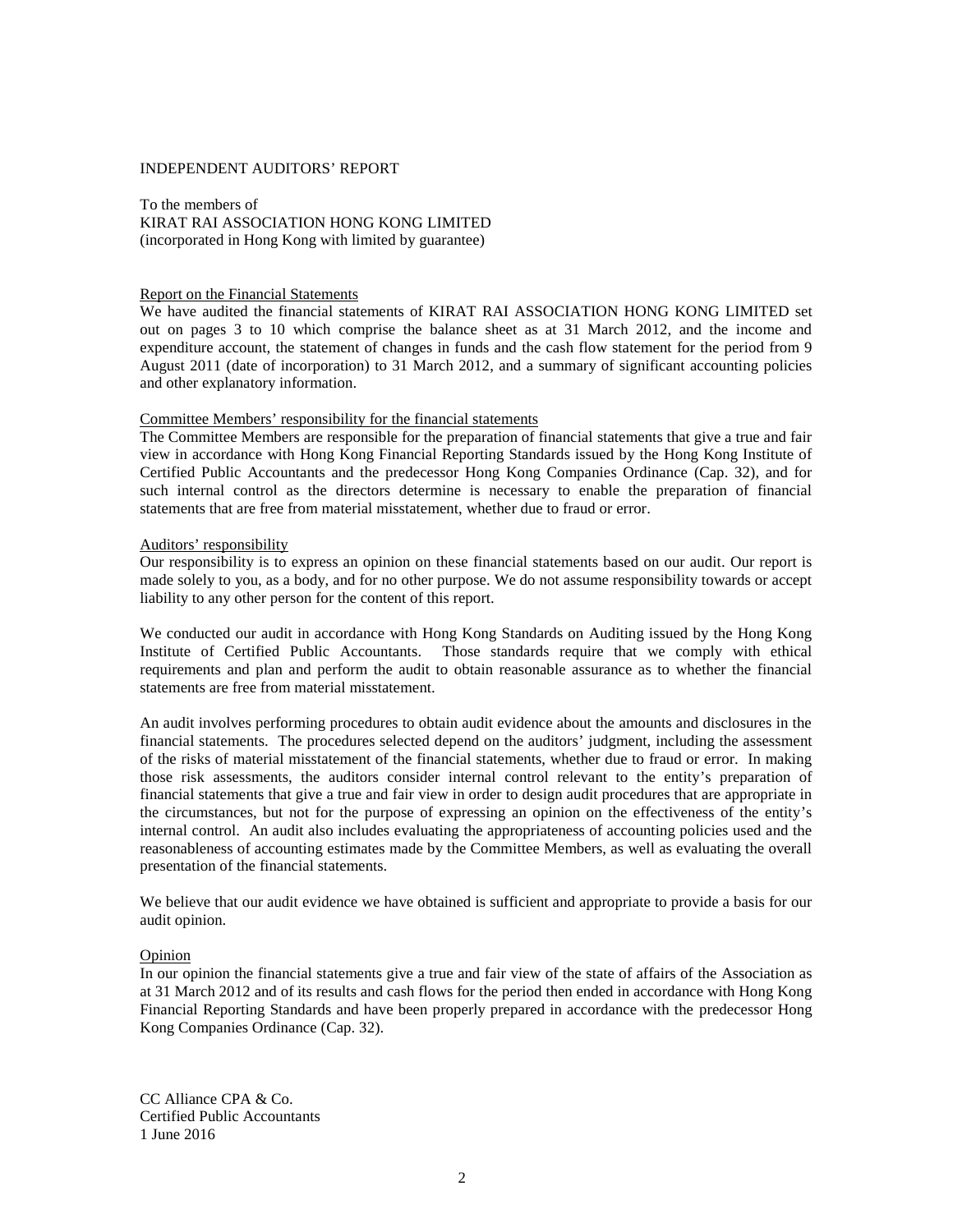INDEPENDENT AUDITORS' REPORT

To the members of
KIRAT RAI ASSOCIATION HONG KONG LIMITED
(incorporated in Hong Kong with limited by guarantee)

Report on the Financial Statements

We have audited the financial statements of KIRAT RAI ASSOCIATION HONG KONG LIMITED set out on pages 3 to 10 which comprise the balance sheet as at 31 March 2012, and the income and expenditure account, the statement of changes in funds and the cash flow statement for the period from 9 August 2011 (date of incorporation) to 31 March 2012, and a summary of significant accounting policies and other explanatory information.

Committee Members' responsibility for the financial statements

The Committee Members are responsible for the preparation of financial statements that give a true and fair view in accordance with Hong Kong Financial Reporting Standards issued by the Hong Kong Institute of Certified Public Accountants and the predecessor Hong Kong Companies Ordinance (Cap. 32), and for such internal control as the directors determine is necessary to enable the preparation of financial statements that are free from material misstatement, whether due to fraud or error.

Auditors' responsibility

Our responsibility is to express an opinion on these financial statements based on our audit. Our report is made solely to you, as a body, and for no other purpose. We do not assume responsibility towards or accept liability to any other person for the content of this report.

We conducted our audit in accordance with Hong Kong Standards on Auditing issued by the Hong Kong Institute of Certified Public Accountants. Those standards require that we comply with ethical requirements and plan and perform the audit to obtain reasonable assurance as to whether the financial statements are free from material misstatement.

An audit involves performing procedures to obtain audit evidence about the amounts and disclosures in the financial statements. The procedures selected depend on the auditors' judgment, including the assessment of the risks of material misstatement of the financial statements, whether due to fraud or error. In making those risk assessments, the auditors consider internal control relevant to the entity's preparation of financial statements that give a true and fair view in order to design audit procedures that are appropriate in the circumstances, but not for the purpose of expressing an opinion on the effectiveness of the entity's internal control. An audit also includes evaluating the appropriateness of accounting policies used and the reasonableness of accounting estimates made by the Committee Members, as well as evaluating the overall presentation of the financial statements.

We believe that our audit evidence we have obtained is sufficient and appropriate to provide a basis for our audit opinion.

Opinion

In our opinion the financial statements give a true and fair view of the state of affairs of the Association as at 31 March 2012 and of its results and cash flows for the period then ended in accordance with Hong Kong Financial Reporting Standards and have been properly prepared in accordance with the predecessor Hong Kong Companies Ordinance (Cap. 32).

CC Alliance CPA & Co.
Certified Public Accountants
1 June 2016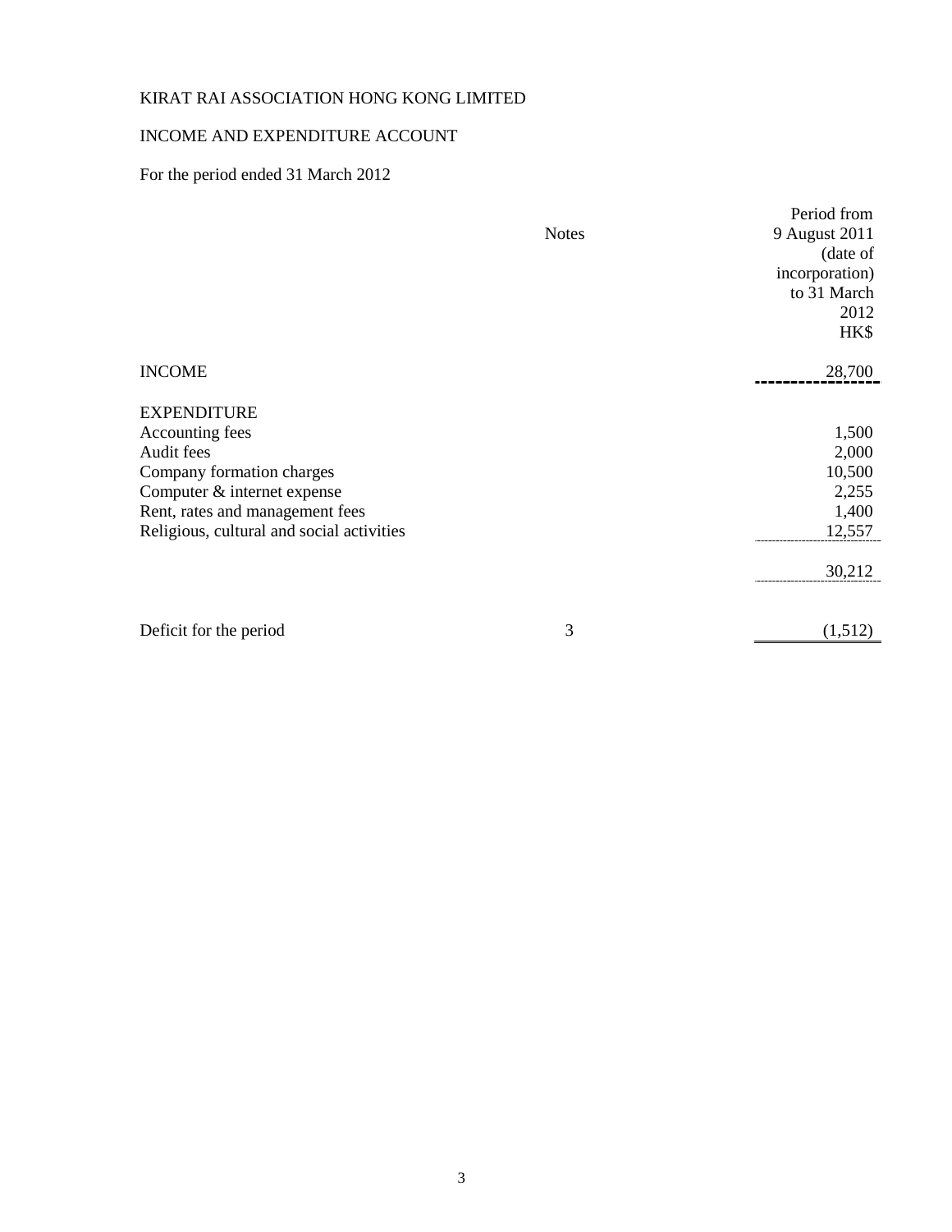KIRAT RAI ASSOCIATION HONG KONG LIMITED

INCOME AND EXPENDITURE ACCOUNT

For the period ended 31 March 2012

| | Notes | Period from 9 August 2011 (date of incorporation) to 31 March 2012 HK$ |
|---|---|---|
| INCOME | | 28,700 |
| EXPENDITURE | | |
| Accounting fees | | 1,500 |
| Audit fees | | 2,000 |
| Company formation charges | | 10,500 |
| Computer & internet expense | | 2,255 |
| Rent, rates and management fees | | 1,400 |
| Religious, cultural and social activities | | 12,557 |
| | | 30,212 |
| Deficit for the period | 3 | (1,512) |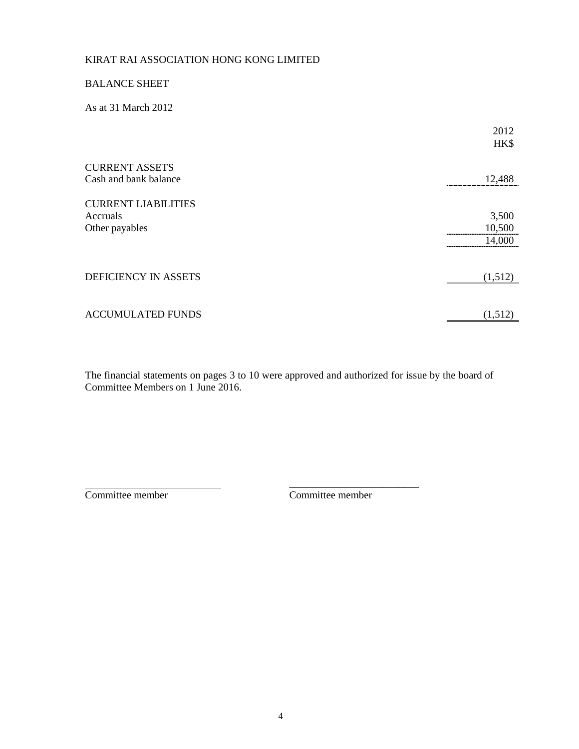KIRAT RAI ASSOCIATION HONG KONG LIMITED

BALANCE SHEET

As at 31 March 2012

| | 2012 |
|---|---|
| | HK$ |
| **CURRENT ASSETS** | |
| Cash and bank balance | 12,488 |
| **CURRENT LIABILITIES** | |
| Accruals | 3,500 |
| Other payables | 10,500 |
| | 14,000 |
| DEFICIENCY IN ASSETS | (1,512) |
| ACCUMULATED FUNDS | (1,512) |

The financial statements on pages 3 to 10 were approved and authorized for issue by the board of Committee Members on 1 June 2016.

\_\_\_\_\_\_\_\_\_\_\_\_\_\_\_\_\_\_\_\_\_\_\_\_\_\_ \_\_\_\_\_\_\_\_\_\_\_\_\_\_\_\_\_\_\_\_\_\_\_\_\_\_

Committee member Committee member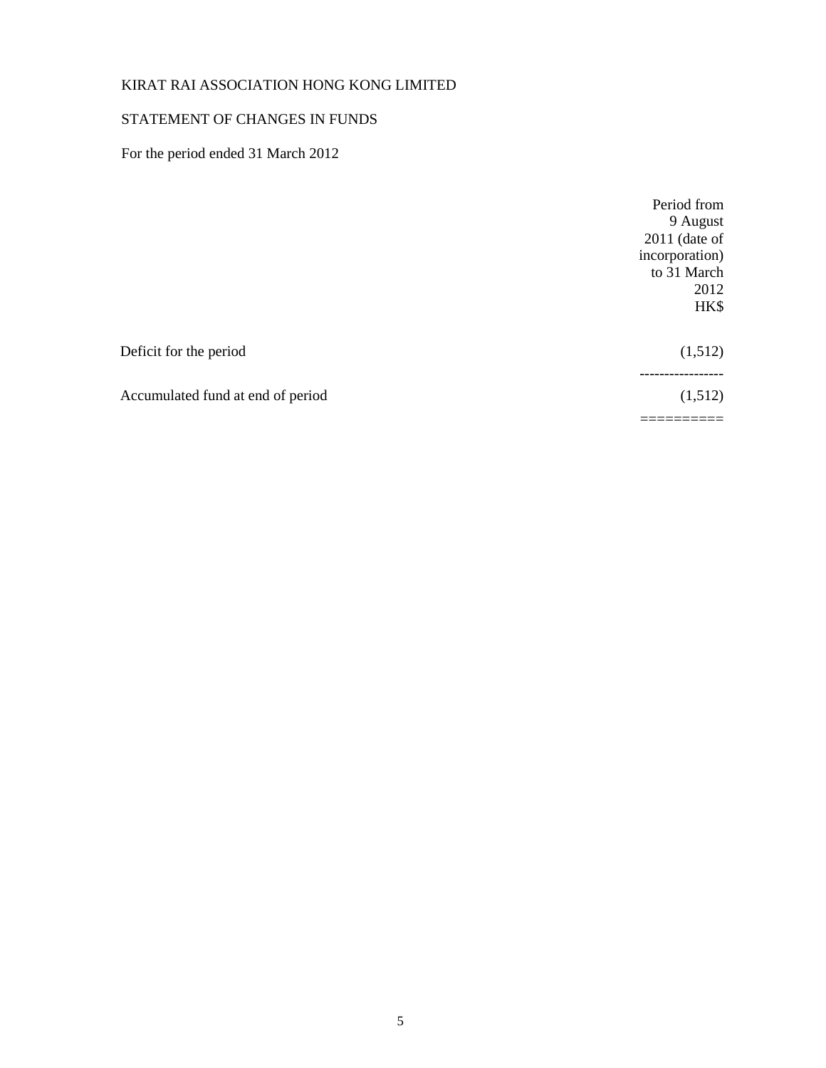KIRAT RAI ASSOCIATION HONG KONG LIMITED

STATEMENT OF CHANGES IN FUNDS

For the period ended 31 March 2012

| | Period from 9 August 2011 (date of incorporation) to 31 March 2012 HK$ |
|---|---|
| Deficit for the period | (1,512) |
| Accumulated fund at end of period | (1,512) |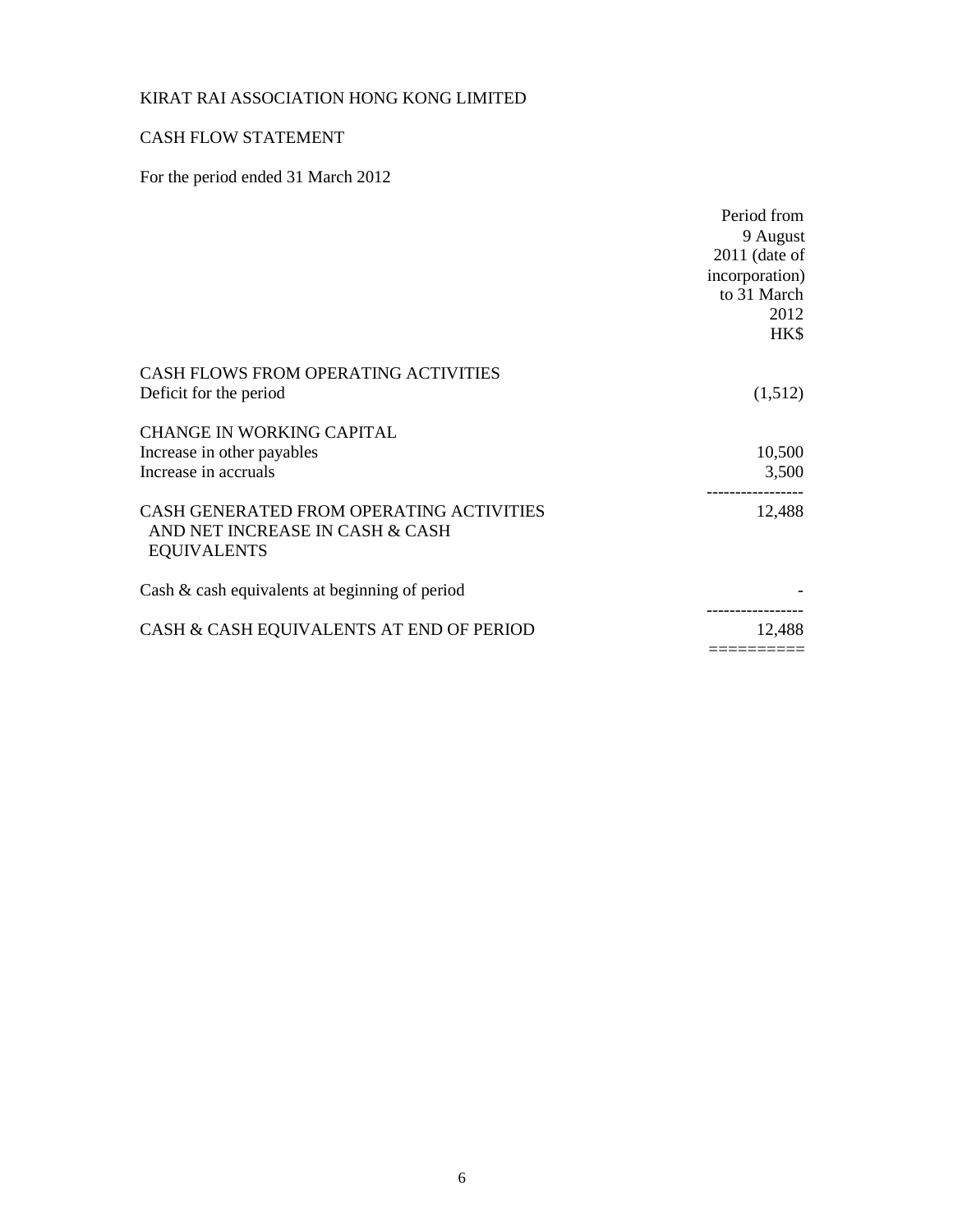KIRAT RAI ASSOCIATION HONG KONG LIMITED

CASH FLOW STATEMENT

For the period ended 31 March 2012

| | Period from 9 August 2011 (date of incorporation) to 31 March 2012 |
|---|---|
| | HK$ |
| CASH FLOWS FROM OPERATING ACTIVITIES | |
| Deficit for the period | (1,512) |
| CHANGE IN WORKING CAPITAL | |
| Increase in other payables | 10,500 |
| Increase in accruals | 3,500 |
| CASH GENERATED FROM OPERATING ACTIVITIES AND NET INCREASE IN CASH & CASH EQUIVALENTS | 12,488 |
| Cash & cash equivalents at beginning of period | - |
| CASH & CASH EQUIVALENTS AT END OF PERIOD | 12,488 |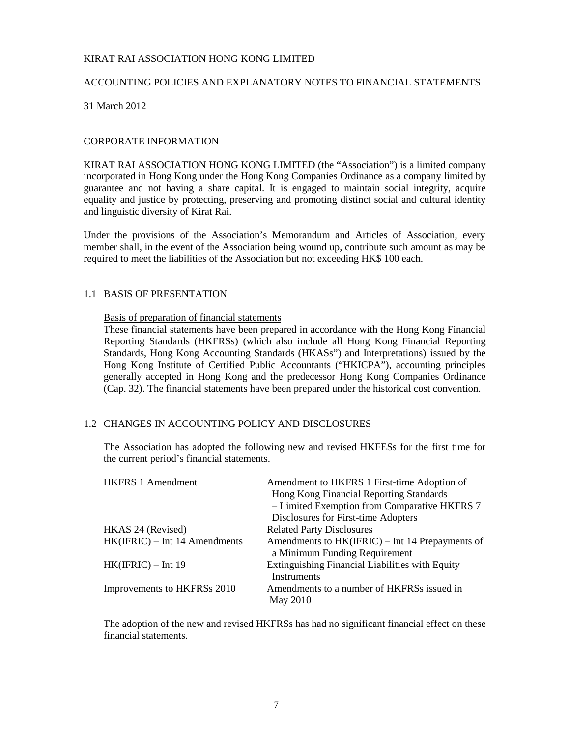KIRAT RAI ASSOCIATION HONG KONG LIMITED

ACCOUNTING POLICIES AND EXPLANATORY NOTES TO FINANCIAL STATEMENTS

31 March 2012

## CORPORATE INFORMATION

KIRAT RAI ASSOCIATION HONG KONG LIMITED (the "Association") is a limited company incorporated in Hong Kong under the Hong Kong Companies Ordinance as a company limited by guarantee and not having a share capital. It is engaged to maintain social integrity, acquire equality and justice by protecting, preserving and promoting distinct social and cultural identity and linguistic diversity of Kirat Rai.

Under the provisions of the Association's Memorandum and Articles of Association, every member shall, in the event of the Association being wound up, contribute such amount as may be required to meet the liabilities of the Association but not exceeding HK$ 100 each.

## 1.1 BASIS OF PRESENTATION

Basis of preparation of financial statements

These financial statements have been prepared in accordance with the Hong Kong Financial Reporting Standards (HKFRSs) (which also include all Hong Kong Financial Reporting Standards, Hong Kong Accounting Standards (HKASs") and Interpretations) issued by the Hong Kong Institute of Certified Public Accountants ("HKICPA"), accounting principles generally accepted in Hong Kong and the predecessor Hong Kong Companies Ordinance (Cap. 32). The financial statements have been prepared under the historical cost convention.

## 1.2 CHANGES IN ACCOUNTING POLICY AND DISCLOSURES

The Association has adopted the following new and revised HKFESs for the first time for the current period's financial statements.

| | |
|---|---|
| HKFRS 1 Amendment | Amendment to HKFRS 1 First-time Adoption of Hong Kong Financial Reporting Standards – Limited Exemption from Comparative HKFRS 7 Disclosures for First-time Adopters |
| HKAS 24 (Revised) | Related Party Disclosures |
| HK(IFRIC) – Int 14 Amendments | Amendments to HK(IFRIC) – Int 14 Prepayments of a Minimum Funding Requirement |
| HK(IFRIC) – Int 19 | Extinguishing Financial Liabilities with Equity Instruments |
| Improvements to HKFRSs 2010 | Amendments to a number of HKFRSs issued in May 2010 |

The adoption of the new and revised HKFRSs has had no significant financial effect on these financial statements.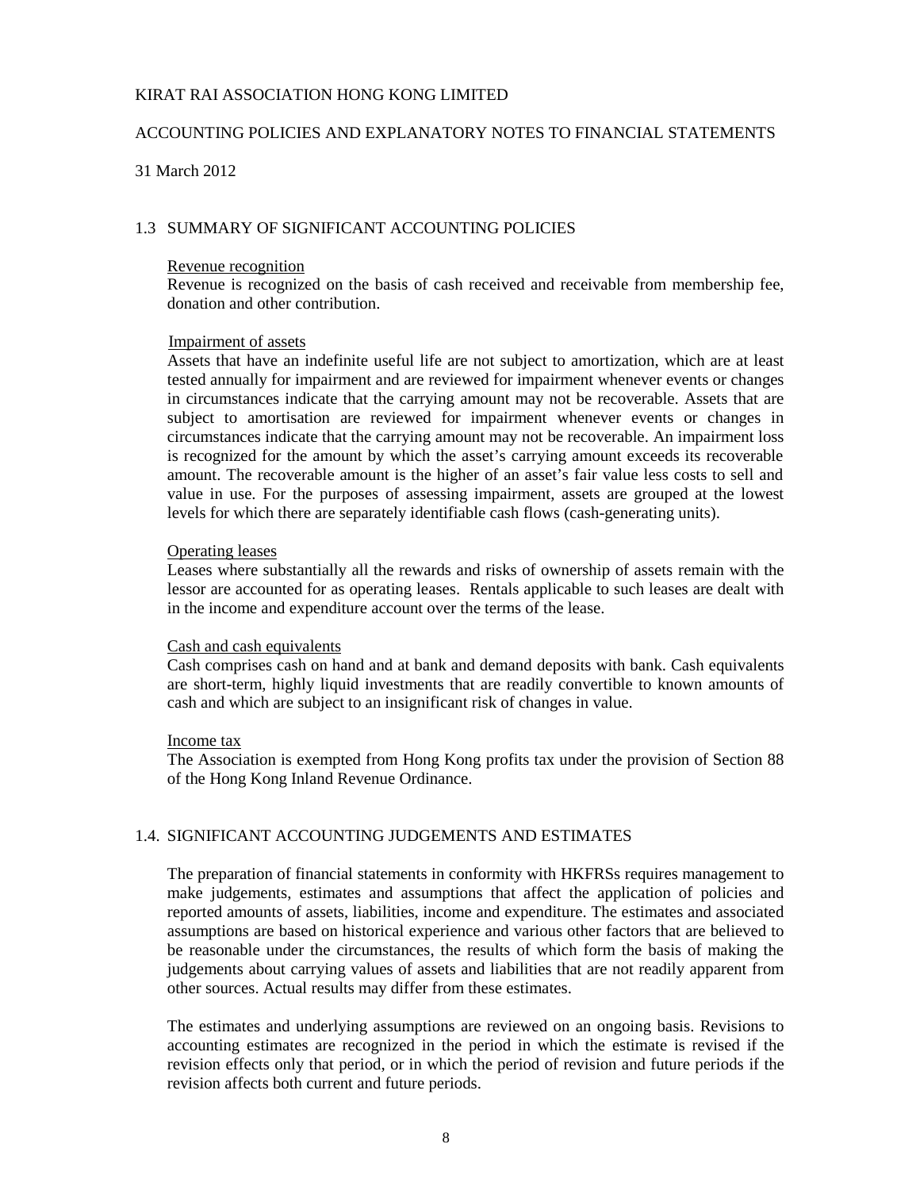KIRAT RAI ASSOCIATION HONG KONG LIMITED

ACCOUNTING POLICIES AND EXPLANATORY NOTES TO FINANCIAL STATEMENTS

31 March 2012

## 1.3 SUMMARY OF SIGNIFICANT ACCOUNTING POLICIES

### Revenue recognition

Revenue is recognized on the basis of cash received and receivable from membership fee, donation and other contribution.

### Impairment of assets

Assets that have an indefinite useful life are not subject to amortization, which are at least tested annually for impairment and are reviewed for impairment whenever events or changes in circumstances indicate that the carrying amount may not be recoverable. Assets that are subject to amortisation are reviewed for impairment whenever events or changes in circumstances indicate that the carrying amount may not be recoverable. An impairment loss is recognized for the amount by which the asset's carrying amount exceeds its recoverable amount. The recoverable amount is the higher of an asset's fair value less costs to sell and value in use. For the purposes of assessing impairment, assets are grouped at the lowest levels for which there are separately identifiable cash flows (cash-generating units).

### Operating leases

Leases where substantially all the rewards and risks of ownership of assets remain with the lessor are accounted for as operating leases. Rentals applicable to such leases are dealt with in the income and expenditure account over the terms of the lease.

### Cash and cash equivalents

Cash comprises cash on hand and at bank and demand deposits with bank. Cash equivalents are short-term, highly liquid investments that are readily convertible to known amounts of cash and which are subject to an insignificant risk of changes in value.

### Income tax

The Association is exempted from Hong Kong profits tax under the provision of Section 88 of the Hong Kong Inland Revenue Ordinance.

## 1.4. SIGNIFICANT ACCOUNTING JUDGEMENTS AND ESTIMATES

The preparation of financial statements in conformity with HKFRSs requires management to make judgements, estimates and assumptions that affect the application of policies and reported amounts of assets, liabilities, income and expenditure. The estimates and associated assumptions are based on historical experience and various other factors that are believed to be reasonable under the circumstances, the results of which form the basis of making the judgements about carrying values of assets and liabilities that are not readily apparent from other sources. Actual results may differ from these estimates.

The estimates and underlying assumptions are reviewed on an ongoing basis. Revisions to accounting estimates are recognized in the period in which the estimate is revised if the revision effects only that period, or in which the period of revision and future periods if the revision affects both current and future periods.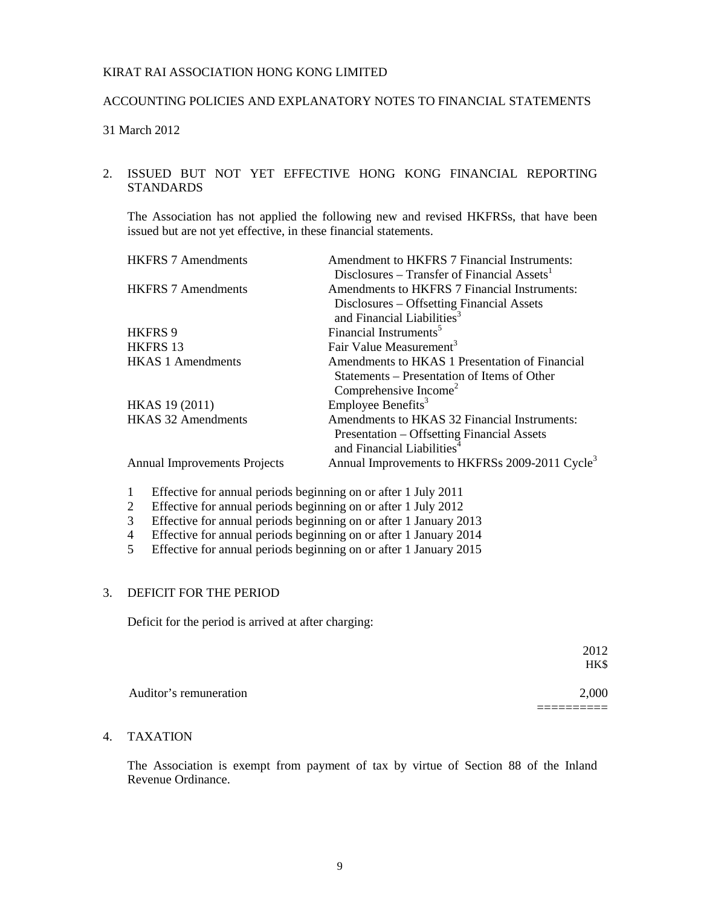KIRAT RAI ASSOCIATION HONG KONG LIMITED

ACCOUNTING POLICIES AND EXPLANATORY NOTES TO FINANCIAL STATEMENTS

31 March 2012

## 2. ISSUED BUT NOT YET EFFECTIVE HONG KONG FINANCIAL REPORTING STANDARDS

The Association has not applied the following new and revised HKFRSs, that have been issued but are not yet effective, in these financial statements.

| | |
|---|---|
| HKFRS 7 Amendments | Amendment to HKFRS 7 Financial Instruments: Disclosures – Transfer of Financial Assets[1] |
| HKFRS 7 Amendments | Amendments to HKFRS 7 Financial Instruments: Disclosures – Offsetting Financial Assets and Financial Liabilities[3] |
| HKFRS 9 | Financial Instruments[5] |
| HKFRS 13 | Fair Value Measurement[3] |
| HKAS 1 Amendments | Amendments to HKAS 1 Presentation of Financial Statements – Presentation of Items of Other Comprehensive Income[2] |
| HKAS 19 (2011) | Employee Benefits[3] |
| HKAS 32 Amendments | Amendments to HKAS 32 Financial Instruments: Presentation – Offsetting Financial Assets and Financial Liabilities[4] |
| Annual Improvements Projects | Annual Improvements to HKFRSs 2009-2011 Cycle[3] |

1 Effective for annual periods beginning on or after 1 July 2011
2 Effective for annual periods beginning on or after 1 July 2012
3 Effective for annual periods beginning on or after 1 January 2013
4 Effective for annual periods beginning on or after 1 January 2014
5 Effective for annual periods beginning on or after 1 January 2015

## 3. DEFICIT FOR THE PERIOD

Deficit for the period is arrived at after charging:

| | 2012 HK$ |
|---|---|
| Auditor's remuneration | 2,000 |

## 4. TAXATION

The Association is exempt from payment of tax by virtue of Section 88 of the Inland Revenue Ordinance.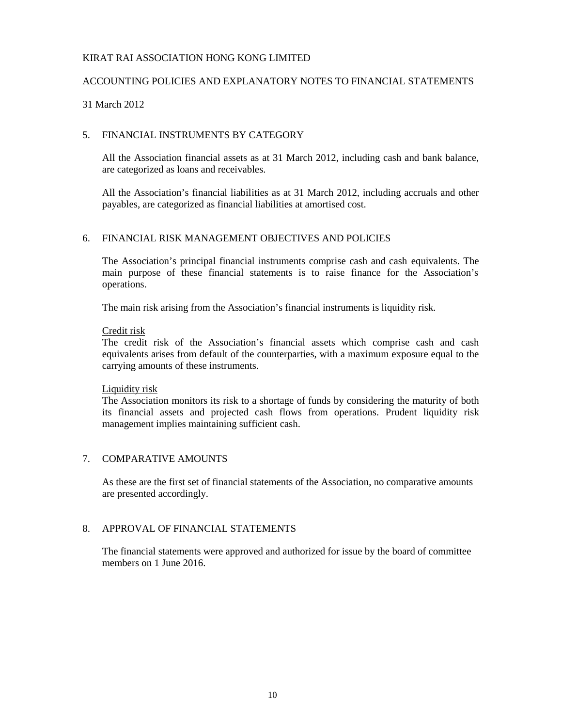KIRAT RAI ASSOCIATION HONG KONG LIMITED

ACCOUNTING POLICIES AND EXPLANATORY NOTES TO FINANCIAL STATEMENTS

31 March 2012

## 5. FINANCIAL INSTRUMENTS BY CATEGORY

All the Association financial assets as at 31 March 2012, including cash and bank balance, are categorized as loans and receivables.

All the Association's financial liabilities as at 31 March 2012, including accruals and other payables, are categorized as financial liabilities at amortised cost.

## 6. FINANCIAL RISK MANAGEMENT OBJECTIVES AND POLICIES

The Association's principal financial instruments comprise cash and cash equivalents. The main purpose of these financial statements is to raise finance for the Association's operations.

The main risk arising from the Association's financial instruments is liquidity risk.

Credit risk

The credit risk of the Association's financial assets which comprise cash and cash equivalents arises from default of the counterparties, with a maximum exposure equal to the carrying amounts of these instruments.

Liquidity risk

The Association monitors its risk to a shortage of funds by considering the maturity of both its financial assets and projected cash flows from operations. Prudent liquidity risk management implies maintaining sufficient cash.

## 7. COMPARATIVE AMOUNTS

As these are the first set of financial statements of the Association, no comparative amounts are presented accordingly.

## 8. APPROVAL OF FINANCIAL STATEMENTS

The financial statements were approved and authorized for issue by the board of committee members on 1 June 2016.